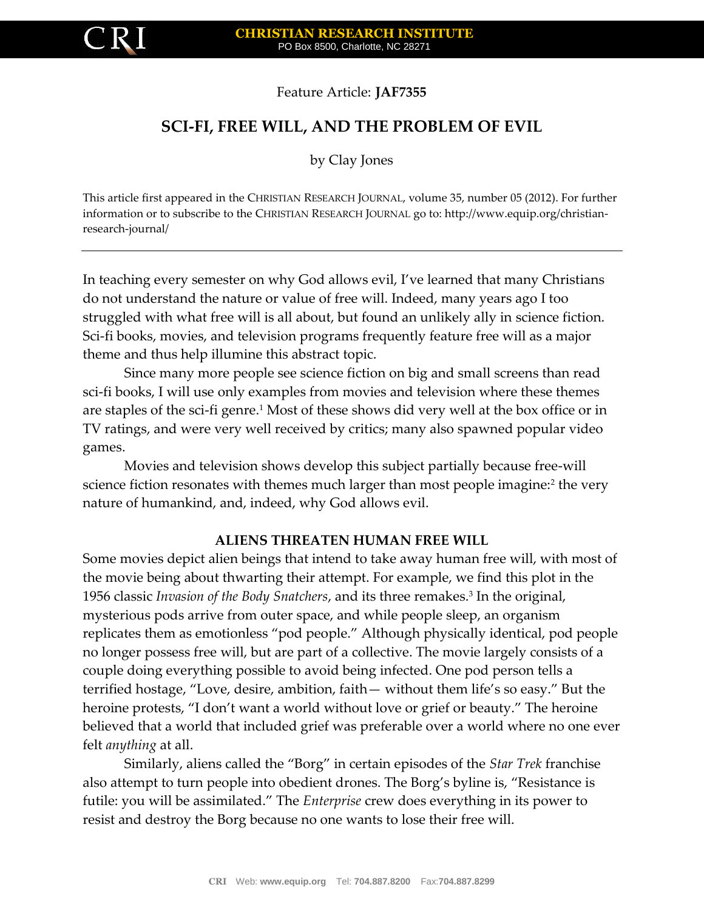Feature Article: **JAF7355**

# SCI-FI, FREE WILL, AND THE PROBLEM OF EVIL

by Clay Jones

This article first appeared in the CHRISTIAN RESEARCH JOURNAL, volume 35, number 05 (2012). For further information or to subscribe to the CHRISTIAN RESEARCH JOURNAL go to: http://www.equip.org/christian-research-journal/

---

In teaching every semester on why God allows evil, I've learned that many Christians do not understand the nature or value of free will. Indeed, many years ago I too struggled with what free will is all about, but found an unlikely ally in science fiction. Sci-fi books, movies, and television programs frequently feature free will as a major theme and thus help illumine this abstract topic.

Since many more people see science fiction on big and small screens than read sci-fi books, I will use only examples from movies and television where these themes are staples of the sci-fi genre.[1] Most of these shows did very well at the box office or in TV ratings, and were very well received by critics; many also spawned popular video games.

Movies and television shows develop this subject partially because free-will science fiction resonates with themes much larger than most people imagine:[2] the very nature of humankind, and, indeed, why God allows evil.

## ALIENS THREATEN HUMAN FREE WILL

Some movies depict alien beings that intend to take away human free will, with most of the movie being about thwarting their attempt. For example, we find this plot in the 1956 classic *Invasion of the Body Snatchers*, and its three remakes.[3] In the original, mysterious pods arrive from outer space, and while people sleep, an organism replicates them as emotionless "pod people." Although physically identical, pod people no longer possess free will, but are part of a collective. The movie largely consists of a couple doing everything possible to avoid being infected. One pod person tells a terrified hostage, "Love, desire, ambition, faith— without them life's so easy." But the heroine protests, "I don't want a world without love or grief or beauty." The heroine believed that a world that included grief was preferable over a world where no one ever felt *anything* at all.

Similarly, aliens called the "Borg" in certain episodes of the *Star Trek* franchise also attempt to turn people into obedient drones. The Borg's byline is, "Resistance is futile: you will be assimilated." The *Enterprise* crew does everything in its power to resist and destroy the Borg because no one wants to lose their free will.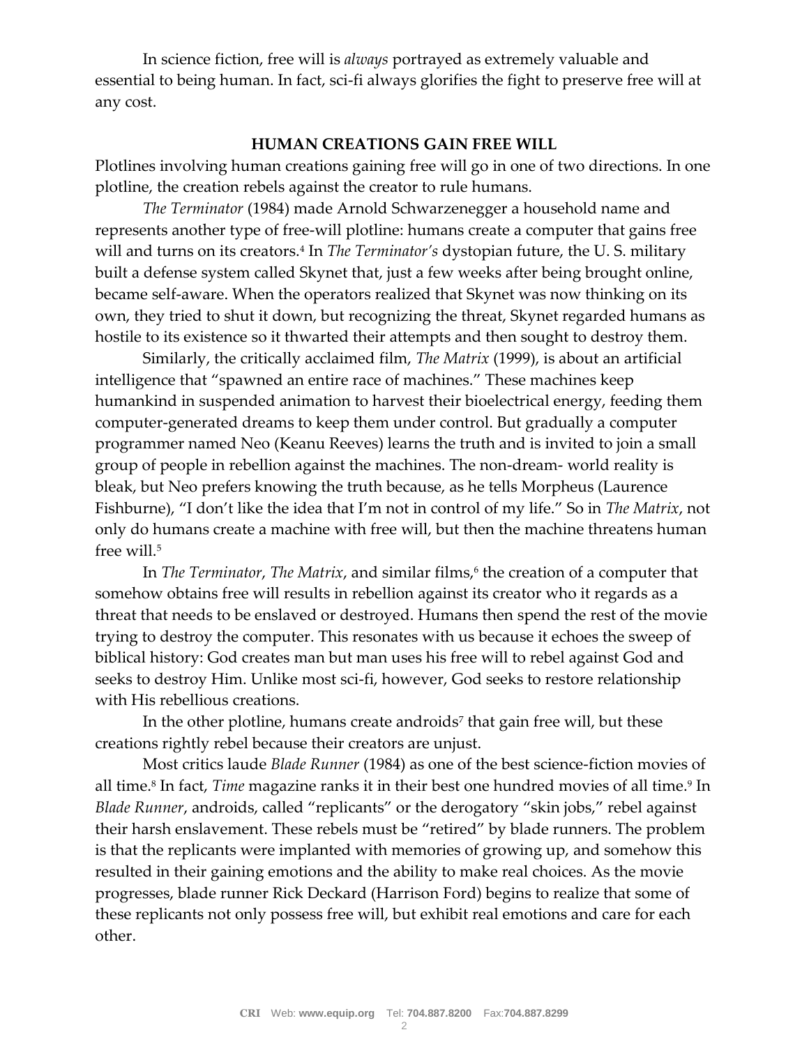In science fiction, free will is *always* portrayed as extremely valuable and essential to being human. In fact, sci-fi always glorifies the fight to preserve free will at any cost.

**HUMAN CREATIONS GAIN FREE WILL**

Plotlines involving human creations gaining free will go in one of two directions. In one plotline, the creation rebels against the creator to rule humans.

*The Terminator* (1984) made Arnold Schwarzenegger a household name and represents another type of free-will plotline: humans create a computer that gains free will and turns on its creators.[4] In *The Terminator's* dystopian future, the U. S. military built a defense system called Skynet that, just a few weeks after being brought online, became self-aware. When the operators realized that Skynet was now thinking on its own, they tried to shut it down, but recognizing the threat, Skynet regarded humans as hostile to its existence so it thwarted their attempts and then sought to destroy them.

Similarly, the critically acclaimed film, *The Matrix* (1999), is about an artificial intelligence that "spawned an entire race of machines." These machines keep humankind in suspended animation to harvest their bioelectrical energy, feeding them computer-generated dreams to keep them under control. But gradually a computer programmer named Neo (Keanu Reeves) learns the truth and is invited to join a small group of people in rebellion against the machines. The non-dream- world reality is bleak, but Neo prefers knowing the truth because, as he tells Morpheus (Laurence Fishburne), "I don't like the idea that I'm not in control of my life." So in *The Matrix*, not only do humans create a machine with free will, but then the machine threatens human free will.[5]

In *The Terminator*, *The Matrix*, and similar films,[6] the creation of a computer that somehow obtains free will results in rebellion against its creator who it regards as a threat that needs to be enslaved or destroyed. Humans then spend the rest of the movie trying to destroy the computer. This resonates with us because it echoes the sweep of biblical history: God creates man but man uses his free will to rebel against God and seeks to destroy Him. Unlike most sci-fi, however, God seeks to restore relationship with His rebellious creations.

In the other plotline, humans create androids[7] that gain free will, but these creations rightly rebel because their creators are unjust.

Most critics laude *Blade Runner* (1984) as one of the best science-fiction movies of all time.[8] In fact, *Time* magazine ranks it in their best one hundred movies of all time.[9] In *Blade Runner*, androids, called "replicants" or the derogatory "skin jobs," rebel against their harsh enslavement. These rebels must be "retired" by blade runners. The problem is that the replicants were implanted with memories of growing up, and somehow this resulted in their gaining emotions and the ability to make real choices. As the movie progresses, blade runner Rick Deckard (Harrison Ford) begins to realize that some of these replicants not only possess free will, but exhibit real emotions and care for each other.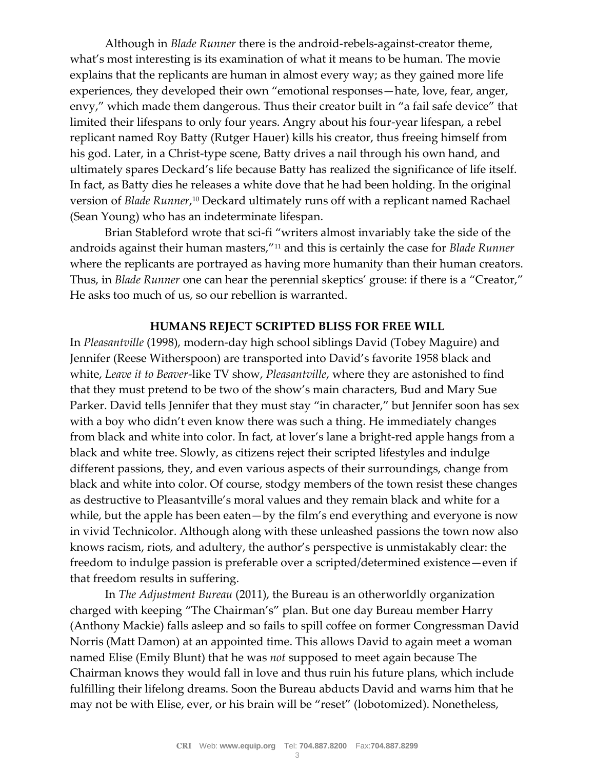Although in *Blade Runner* there is the android-rebels-against-creator theme, what's most interesting is its examination of what it means to be human. The movie explains that the replicants are human in almost every way; as they gained more life experiences, they developed their own "emotional responses—hate, love, fear, anger, envy," which made them dangerous. Thus their creator built in "a fail safe device" that limited their lifespans to only four years. Angry about his four-year lifespan, a rebel replicant named Roy Batty (Rutger Hauer) kills his creator, thus freeing himself from his god. Later, in a Christ-type scene, Batty drives a nail through his own hand, and ultimately spares Deckard's life because Batty has realized the significance of life itself. In fact, as Batty dies he releases a white dove that he had been holding. In the original version of *Blade Runner*,[10] Deckard ultimately runs off with a replicant named Rachael (Sean Young) who has an indeterminate lifespan.

Brian Stableford wrote that sci-fi "writers almost invariably take the side of the androids against their human masters,"[11] and this is certainly the case for *Blade Runner* where the replicants are portrayed as having more humanity than their human creators. Thus, in *Blade Runner* one can hear the perennial skeptics' grouse: if there is a "Creator," He asks too much of us, so our rebellion is warranted.

## HUMANS REJECT SCRIPTED BLISS FOR FREE WILL

In *Pleasantville* (1998), modern-day high school siblings David (Tobey Maguire) and Jennifer (Reese Witherspoon) are transported into David's favorite 1958 black and white, *Leave it to Beaver*-like TV show, *Pleasantville*, where they are astonished to find that they must pretend to be two of the show's main characters, Bud and Mary Sue Parker. David tells Jennifer that they must stay "in character," but Jennifer soon has sex with a boy who didn't even know there was such a thing. He immediately changes from black and white into color. In fact, at lover's lane a bright-red apple hangs from a black and white tree. Slowly, as citizens reject their scripted lifestyles and indulge different passions, they, and even various aspects of their surroundings, change from black and white into color. Of course, stodgy members of the town resist these changes as destructive to Pleasantville's moral values and they remain black and white for a while, but the apple has been eaten—by the film's end everything and everyone is now in vivid Technicolor. Although along with these unleashed passions the town now also knows racism, riots, and adultery, the author's perspective is unmistakably clear: the freedom to indulge passion is preferable over a scripted/determined existence—even if that freedom results in suffering.

In *The Adjustment Bureau* (2011), the Bureau is an otherworldly organization charged with keeping "The Chairman's" plan. But one day Bureau member Harry (Anthony Mackie) falls asleep and so fails to spill coffee on former Congressman David Norris (Matt Damon) at an appointed time. This allows David to again meet a woman named Elise (Emily Blunt) that he was *not* supposed to meet again because The Chairman knows they would fall in love and thus ruin his future plans, which include fulfilling their lifelong dreams. Soon the Bureau abducts David and warns him that he may not be with Elise, ever, or his brain will be "reset" (lobotomized). Nonetheless,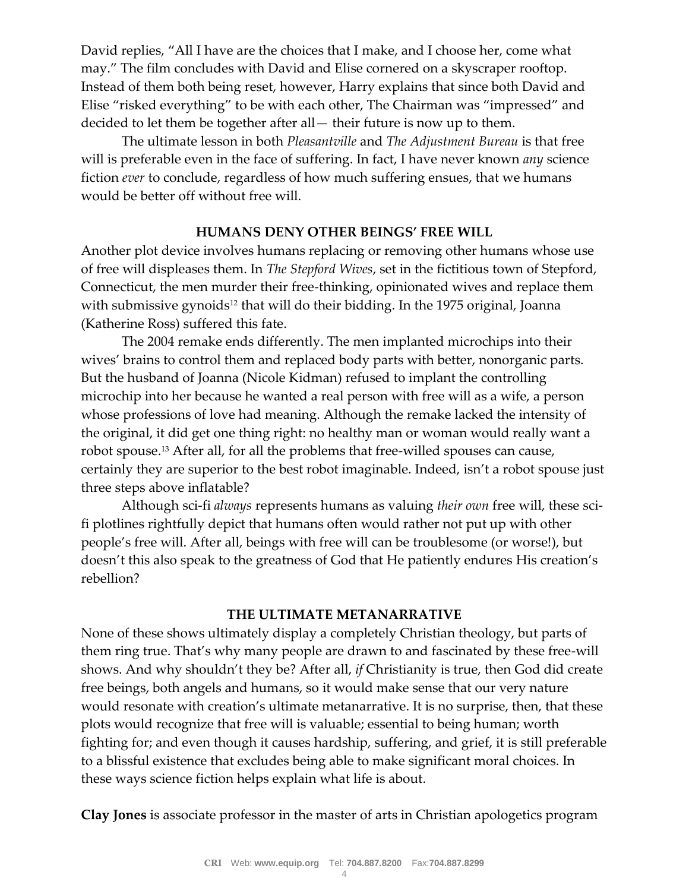David replies, "All I have are the choices that I make, and I choose her, come what may." The film concludes with David and Elise cornered on a skyscraper rooftop. Instead of them both being reset, however, Harry explains that since both David and Elise "risked everything" to be with each other, The Chairman was "impressed" and decided to let them be together after all— their future is now up to them.

The ultimate lesson in both *Pleasantville* and *The Adjustment Bureau* is that free will is preferable even in the face of suffering. In fact, I have never known *any* science fiction *ever* to conclude, regardless of how much suffering ensues, that we humans would be better off without free will.

## HUMANS DENY OTHER BEINGS' FREE WILL

Another plot device involves humans replacing or removing other humans whose use of free will displeases them. In *The Stepford Wives*, set in the fictitious town of Stepford, Connecticut, the men murder their free-thinking, opinionated wives and replace them with submissive gynoids[12] that will do their bidding. In the 1975 original, Joanna (Katherine Ross) suffered this fate.

The 2004 remake ends differently. The men implanted microchips into their wives' brains to control them and replaced body parts with better, nonorganic parts. But the husband of Joanna (Nicole Kidman) refused to implant the controlling microchip into her because he wanted a real person with free will as a wife, a person whose professions of love had meaning. Although the remake lacked the intensity of the original, it did get one thing right: no healthy man or woman would really want a robot spouse.[13] After all, for all the problems that free-willed spouses can cause, certainly they are superior to the best robot imaginable. Indeed, isn't a robot spouse just three steps above inflatable?

Although sci-fi *always* represents humans as valuing *their own* free will, these sci-fi plotlines rightfully depict that humans often would rather not put up with other people's free will. After all, beings with free will can be troublesome (or worse!), but doesn't this also speak to the greatness of God that He patiently endures His creation's rebellion?

## THE ULTIMATE METANARRATIVE

None of these shows ultimately display a completely Christian theology, but parts of them ring true. That's why many people are drawn to and fascinated by these free-will shows. And why shouldn't they be? After all, *if* Christianity is true, then God did create free beings, both angels and humans, so it would make sense that our very nature would resonate with creation's ultimate metanarrative. It is no surprise, then, that these plots would recognize that free will is valuable; essential to being human; worth fighting for; and even though it causes hardship, suffering, and grief, it is still preferable to a blissful existence that excludes being able to make significant moral choices. In these ways science fiction helps explain what life is about.

**Clay Jones** is associate professor in the master of arts in Christian apologetics program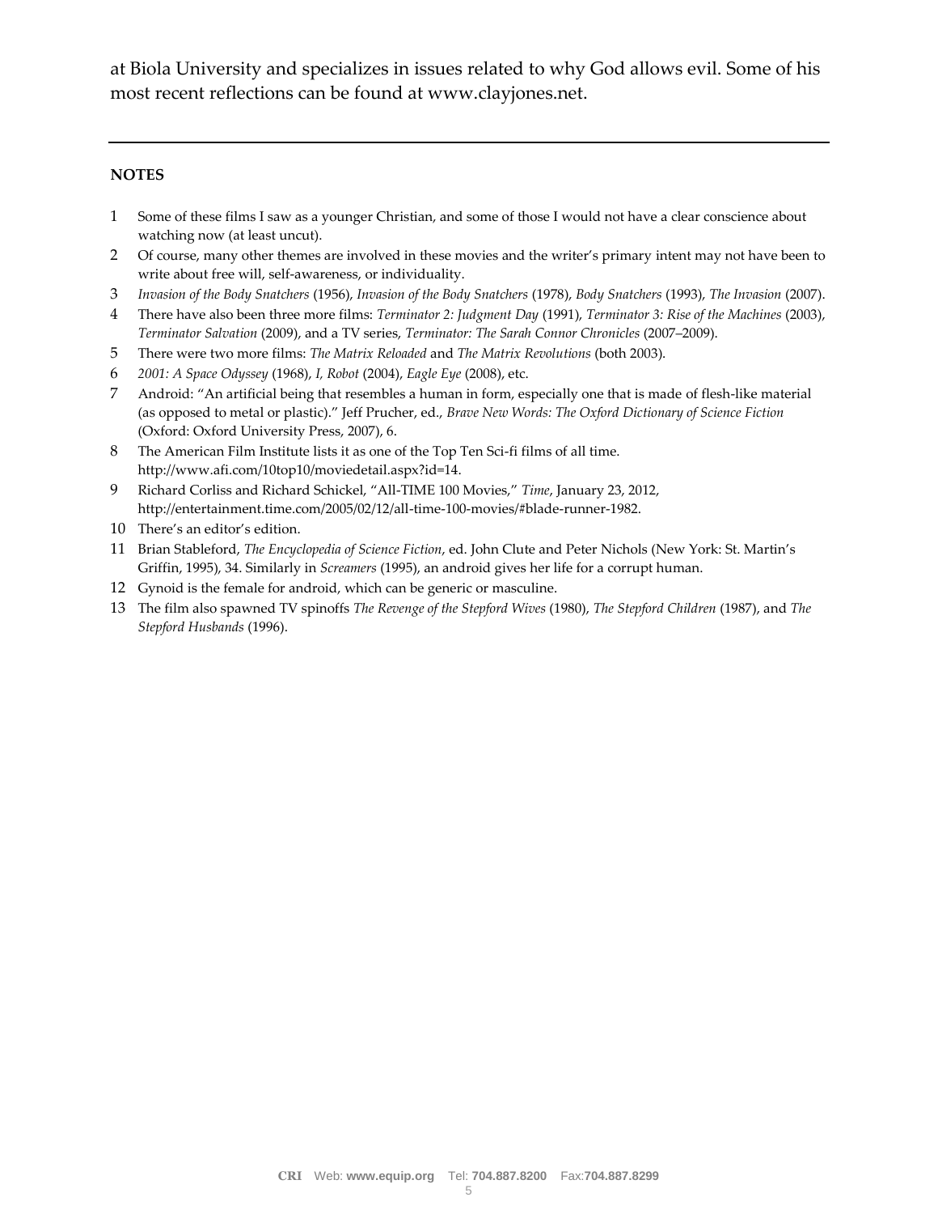at Biola University and specializes in issues related to why God allows evil. Some of his most recent reflections can be found at www.clayjones.net.

---

**NOTES**

1. Some of these films I saw as a younger Christian, and some of those I would not have a clear conscience about watching now (at least uncut).
2. Of course, many other themes are involved in these movies and the writer's primary intent may not have been to write about free will, self-awareness, or individuality.
3. *Invasion of the Body Snatchers* (1956), *Invasion of the Body Snatchers* (1978), *Body Snatchers* (1993), *The Invasion* (2007).
4. There have also been three more films: *Terminator 2: Judgment Day* (1991), *Terminator 3: Rise of the Machines* (2003), *Terminator Salvation* (2009), and a TV series, *Terminator: The Sarah Connor Chronicles* (2007–2009).
5. There were two more films: *The Matrix Reloaded* and *The Matrix Revolutions* (both 2003).
6. *2001: A Space Odyssey* (1968), *I, Robot* (2004), *Eagle Eye* (2008), etc.
7. Android: "An artificial being that resembles a human in form, especially one that is made of flesh-like material (as opposed to metal or plastic)." Jeff Prucher, ed., *Brave New Words: The Oxford Dictionary of Science Fiction* (Oxford: Oxford University Press, 2007), 6.
8. The American Film Institute lists it as one of the Top Ten Sci-fi films of all time. http://www.afi.com/10top10/moviedetail.aspx?id=14.
9. Richard Corliss and Richard Schickel, "All-TIME 100 Movies," *Time*, January 23, 2012, http://entertainment.time.com/2005/02/12/all-time-100-movies/#blade-runner-1982.
10. There's an editor's edition.
11. Brian Stableford, *The Encyclopedia of Science Fiction*, ed. John Clute and Peter Nichols (New York: St. Martin's Griffin, 1995), 34. Similarly in *Screamers* (1995), an android gives her life for a corrupt human.
12. Gynoid is the female for android, which can be generic or masculine.
13. The film also spawned TV spinoffs *The Revenge of the Stepford Wives* (1980), *The Stepford Children* (1987), and *The Stepford Husbands* (1996).